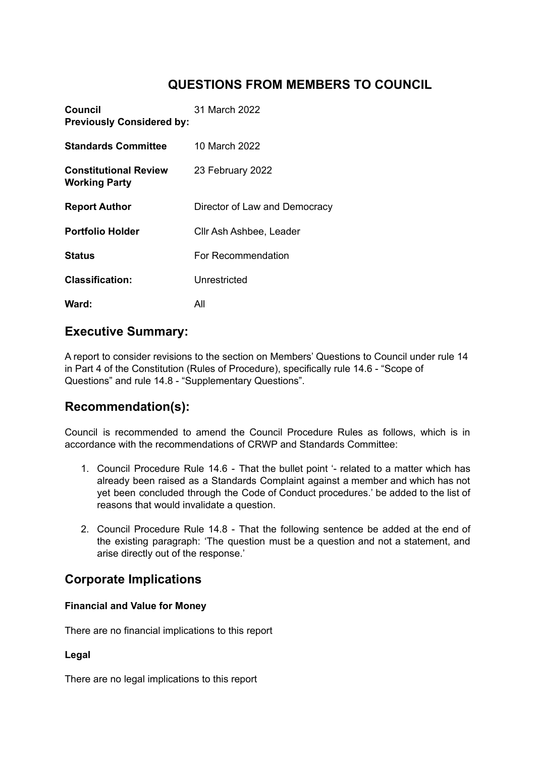# QUESTIONS FROM MEMBERS TO COUNCIL

| | |
|---|---|
| **Council** | 31 March 2022 |
| **Previously Considered by:** | |
| **Standards Committee** | 10 March 2022 |
| **Constitutional Review Working Party** | 23 February 2022 |
| **Report Author** | Director of Law and Democracy |
| **Portfolio Holder** | Cllr Ash Ashbee, Leader |
| **Status** | For Recommendation |
| **Classification:** | Unrestricted |
| **Ward:** | All |

## Executive Summary:

A report to consider revisions to the section on Members' Questions to Council under rule 14 in Part 4 of the Constitution (Rules of Procedure), specifically rule 14.6 - "Scope of Questions" and rule 14.8 - "Supplementary Questions".

## Recommendation(s):

Council is recommended to amend the Council Procedure Rules as follows, which is in accordance with the recommendations of CRWP and Standards Committee:

1. Council Procedure Rule 14.6 - That the bullet point '- related to a matter which has already been raised as a Standards Complaint against a member and which has not yet been concluded through the Code of Conduct procedures.' be added to the list of reasons that would invalidate a question.

2. Council Procedure Rule 14.8 - That the following sentence be added at the end of the existing paragraph: 'The question must be a question and not a statement, and arise directly out of the response.'

## Corporate Implications

### Financial and Value for Money

There are no financial implications to this report

### Legal

There are no legal implications to this report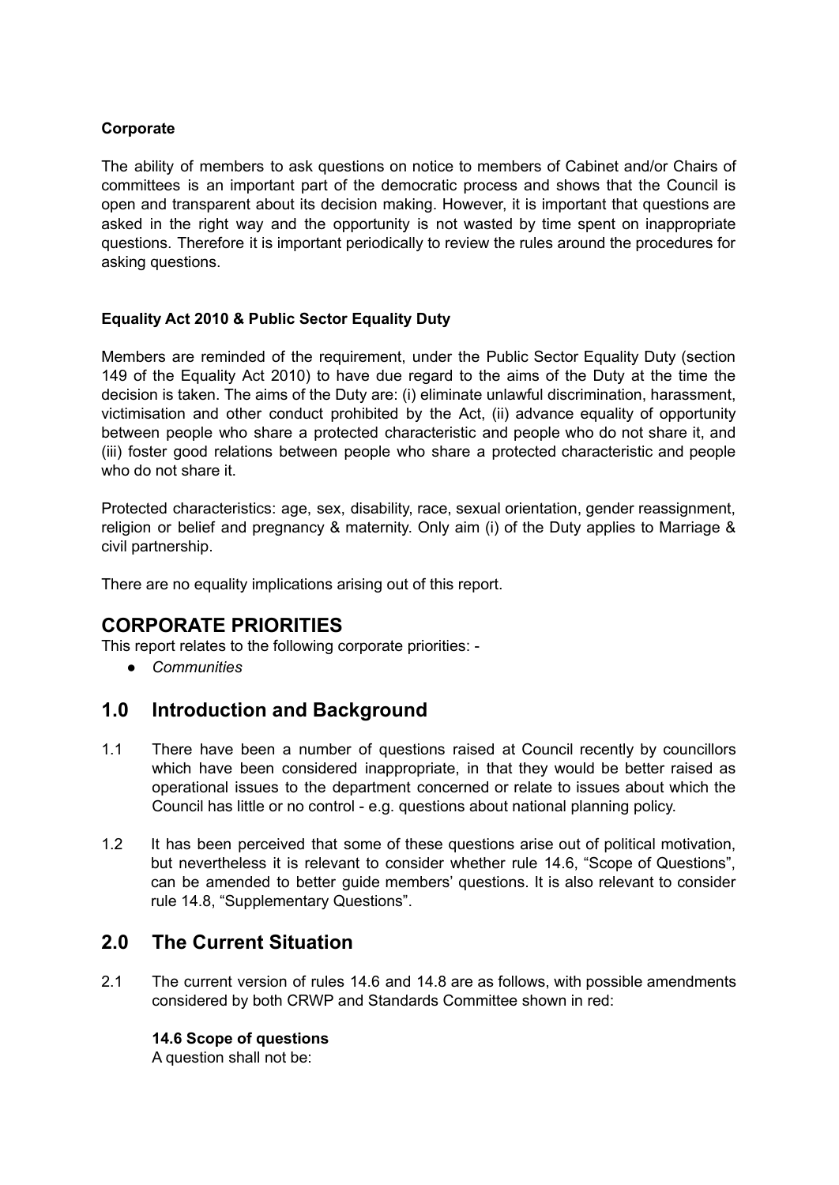**Corporate**

The ability of members to ask questions on notice to members of Cabinet and/or Chairs of committees is an important part of the democratic process and shows that the Council is open and transparent about its decision making. However, it is important that questions are asked in the right way and the opportunity is not wasted by time spent on inappropriate questions. Therefore it is important periodically to review the rules around the procedures for asking questions.

**Equality Act 2010 & Public Sector Equality Duty**

Members are reminded of the requirement, under the Public Sector Equality Duty (section 149 of the Equality Act 2010) to have due regard to the aims of the Duty at the time the decision is taken. The aims of the Duty are: (i) eliminate unlawful discrimination, harassment, victimisation and other conduct prohibited by the Act, (ii) advance equality of opportunity between people who share a protected characteristic and people who do not share it, and (iii) foster good relations between people who share a protected characteristic and people who do not share it.

Protected characteristics: age, sex, disability, race, sexual orientation, gender reassignment, religion or belief and pregnancy & maternity. Only aim (i) of the Duty applies to Marriage & civil partnership.

There are no equality implications arising out of this report.

## CORPORATE PRIORITIES

This report relates to the following corporate priorities: -

- *Communities*

## 1.0 Introduction and Background

1.1 There have been a number of questions raised at Council recently by councillors which have been considered inappropriate, in that they would be better raised as operational issues to the department concerned or relate to issues about which the Council has little or no control - e.g. questions about national planning policy.

1.2 It has been perceived that some of these questions arise out of political motivation, but nevertheless it is relevant to consider whether rule 14.6, "Scope of Questions", can be amended to better guide members' questions. It is also relevant to consider rule 14.8, "Supplementary Questions".

## 2.0 The Current Situation

2.1 The current version of rules 14.6 and 14.8 are as follows, with possible amendments considered by both CRWP and Standards Committee shown in red:

**14.6 Scope of questions**
A question shall not be: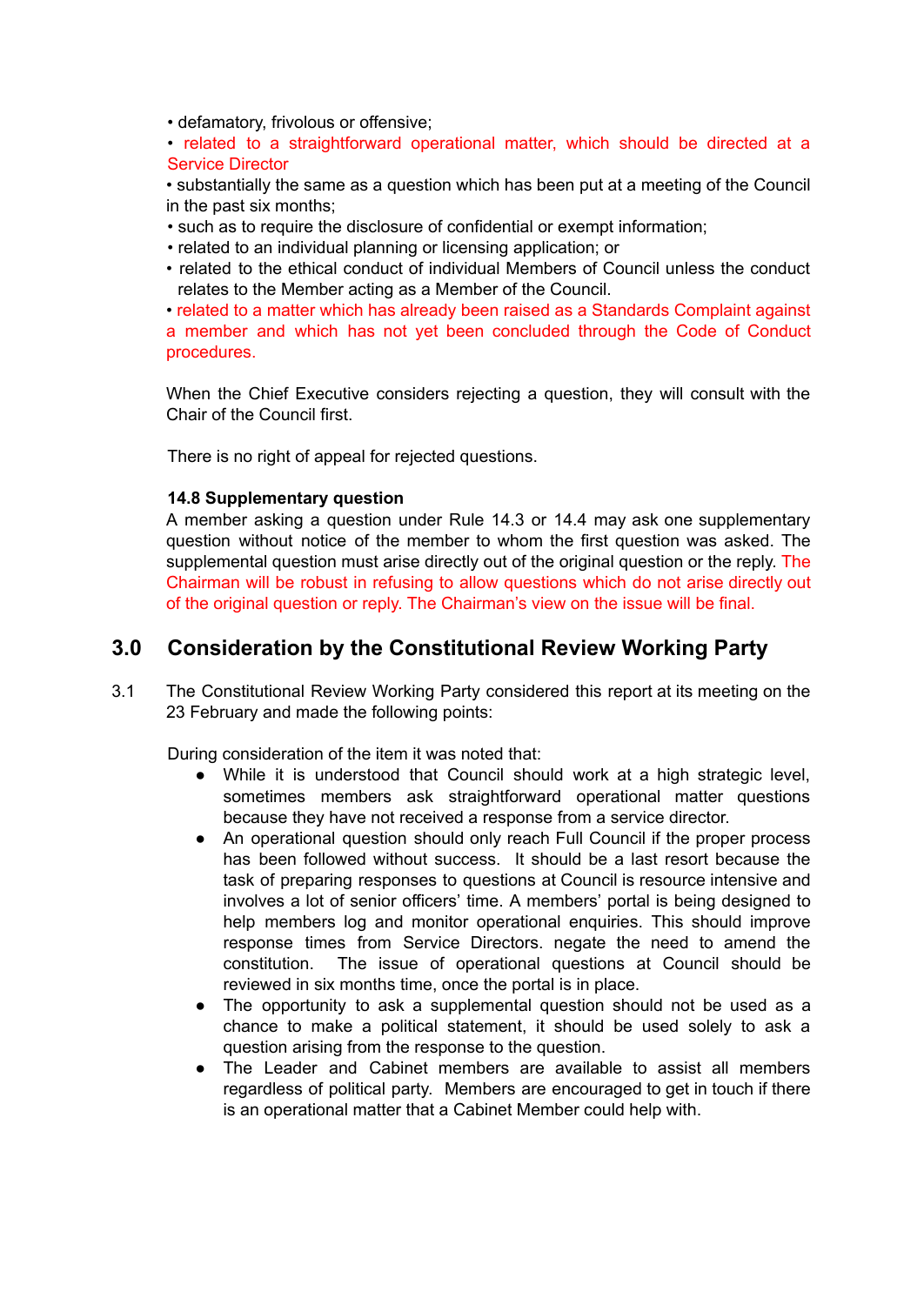- defamatory, frivolous or offensive;
- related to a straightforward operational matter, which should be directed at a Service Director
- substantially the same as a question which has been put at a meeting of the Council in the past six months;
- such as to require the disclosure of confidential or exempt information;
- related to an individual planning or licensing application; or
- related to the ethical conduct of individual Members of Council unless the conduct relates to the Member acting as a Member of the Council.
- related to a matter which has already been raised as a Standards Complaint against a member and which has not yet been concluded through the Code of Conduct procedures.

When the Chief Executive considers rejecting a question, they will consult with the Chair of the Council first.

There is no right of appeal for rejected questions.

**14.8 Supplementary question**

A member asking a question under Rule 14.3 or 14.4 may ask one supplementary question without notice of the member to whom the first question was asked. The supplemental question must arise directly out of the original question or the reply. The Chairman will be robust in refusing to allow questions which do not arise directly out of the original question or reply. The Chairman's view on the issue will be final.

## 3.0 Consideration by the Constitutional Review Working Party

3.1 The Constitutional Review Working Party considered this report at its meeting on the 23 February and made the following points:

During consideration of the item it was noted that:

- While it is understood that Council should work at a high strategic level, sometimes members ask straightforward operational matter questions because they have not received a response from a service director.
- An operational question should only reach Full Council if the proper process has been followed without success. It should be a last resort because the task of preparing responses to questions at Council is resource intensive and involves a lot of senior officers' time. A members' portal is being designed to help members log and monitor operational enquiries. This should improve response times from Service Directors. negate the need to amend the constitution. The issue of operational questions at Council should be reviewed in six months time, once the portal is in place.
- The opportunity to ask a supplemental question should not be used as a chance to make a political statement, it should be used solely to ask a question arising from the response to the question.
- The Leader and Cabinet members are available to assist all members regardless of political party. Members are encouraged to get in touch if there is an operational matter that a Cabinet Member could help with.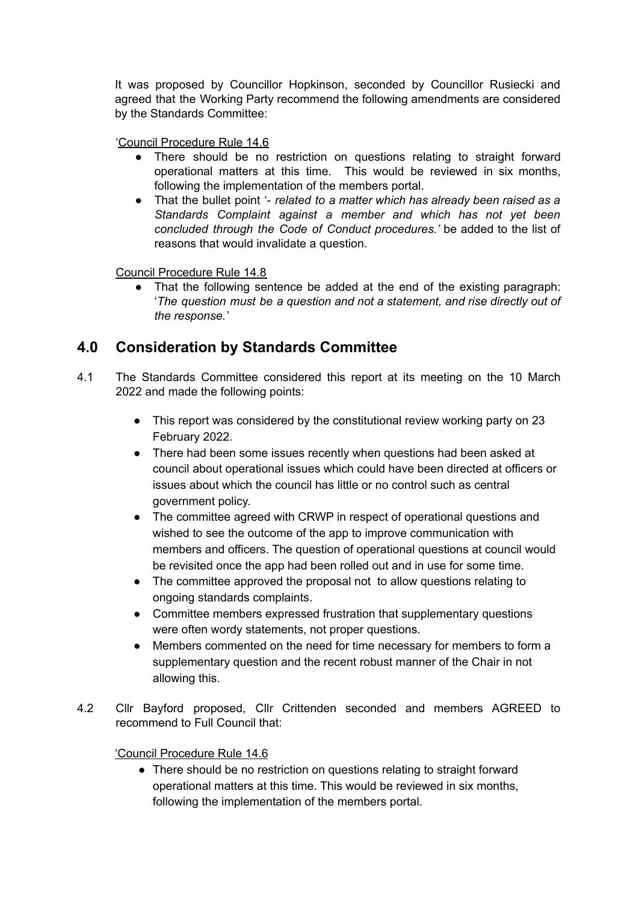It was proposed by Councillor Hopkinson, seconded by Councillor Rusiecki and agreed that the Working Party recommend the following amendments are considered by the Standards Committee:

'Council Procedure Rule 14.6

- There should be no restriction on questions relating to straight forward operational matters at this time. This would be reviewed in six months, following the implementation of the members portal.
- That the bullet point '- *related to a matter which has already been raised as a Standards Complaint against a member and which has not yet been concluded through the Code of Conduct procedures.'* be added to the list of reasons that would invalidate a question.

Council Procedure Rule 14.8

- That the following sentence be added at the end of the existing paragraph: '*The question must be a question and not a statement, and rise directly out of the response.'*

## 4.0 Consideration by Standards Committee

4.1 The Standards Committee considered this report at its meeting on the 10 March 2022 and made the following points:

- This report was considered by the constitutional review working party on 23 February 2022.
- There had been some issues recently when questions had been asked at council about operational issues which could have been directed at officers or issues about which the council has little or no control such as central government policy.
- The committee agreed with CRWP in respect of operational questions and wished to see the outcome of the app to improve communication with members and officers. The question of operational questions at council would be revisited once the app had been rolled out and in use for some time.
- The committee approved the proposal not to allow questions relating to ongoing standards complaints.
- Committee members expressed frustration that supplementary questions were often wordy statements, not proper questions.
- Members commented on the need for time necessary for members to form a supplementary question and the recent robust manner of the Chair in not allowing this.

4.2 Cllr Bayford proposed, Cllr Crittenden seconded and members AGREED to recommend to Full Council that:

'Council Procedure Rule 14.6

- There should be no restriction on questions relating to straight forward operational matters at this time. This would be reviewed in six months, following the implementation of the members portal.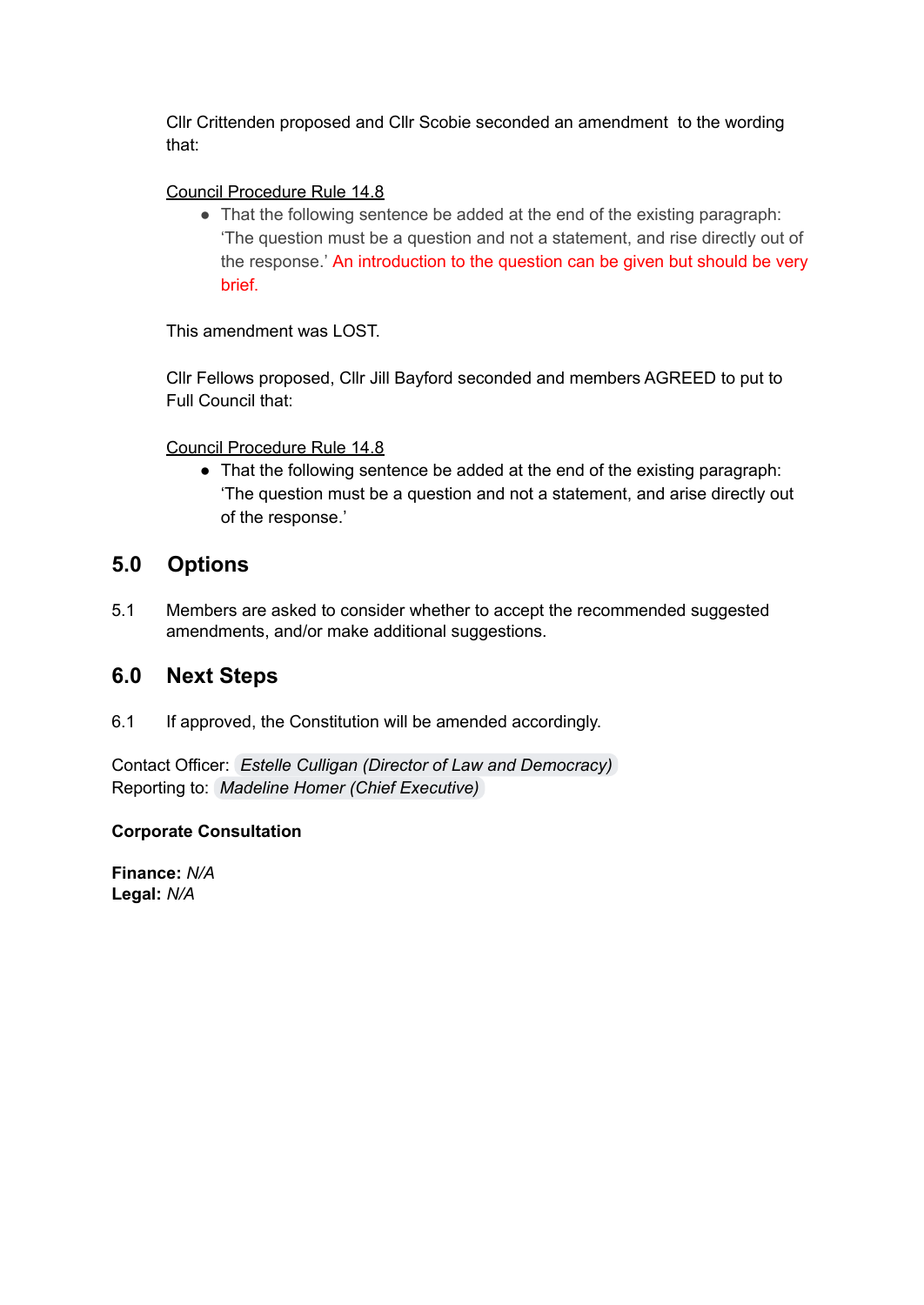Cllr Crittenden proposed and Cllr Scobie seconded an amendment to the wording that:

Council Procedure Rule 14.8

- That the following sentence be added at the end of the existing paragraph: 'The question must be a question and not a statement, and rise directly out of the response.' An introduction to the question can be given but should be very brief.

This amendment was LOST.

Cllr Fellows proposed, Cllr Jill Bayford seconded and members AGREED to put to Full Council that:

Council Procedure Rule 14.8

- That the following sentence be added at the end of the existing paragraph: 'The question must be a question and not a statement, and arise directly out of the response.'

## 5.0 Options

5.1 Members are asked to consider whether to accept the recommended suggested amendments, and/or make additional suggestions.

## 6.0 Next Steps

6.1 If approved, the Constitution will be amended accordingly.

Contact Officer: *Estelle Culligan (Director of Law and Democracy)*
Reporting to: *Madeline Homer (Chief Executive)*

**Corporate Consultation**

**Finance:** *N/A*
**Legal:** *N/A*